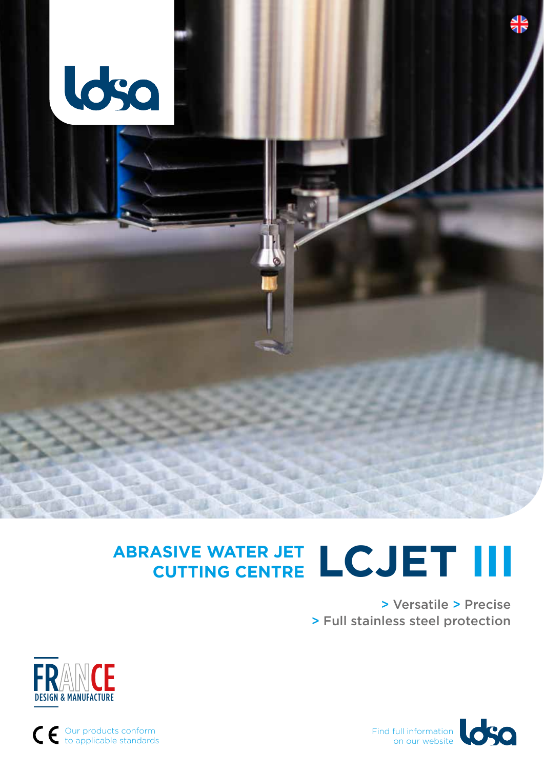# ABRASIVE WATER JET CUTTING CENTRE LCJET III

> Versatile > Precise
> Full stainless steel protection

FRANCE DESIGN & MANUFACTURE

CE Our products conform to applicable standards

Find full information on our website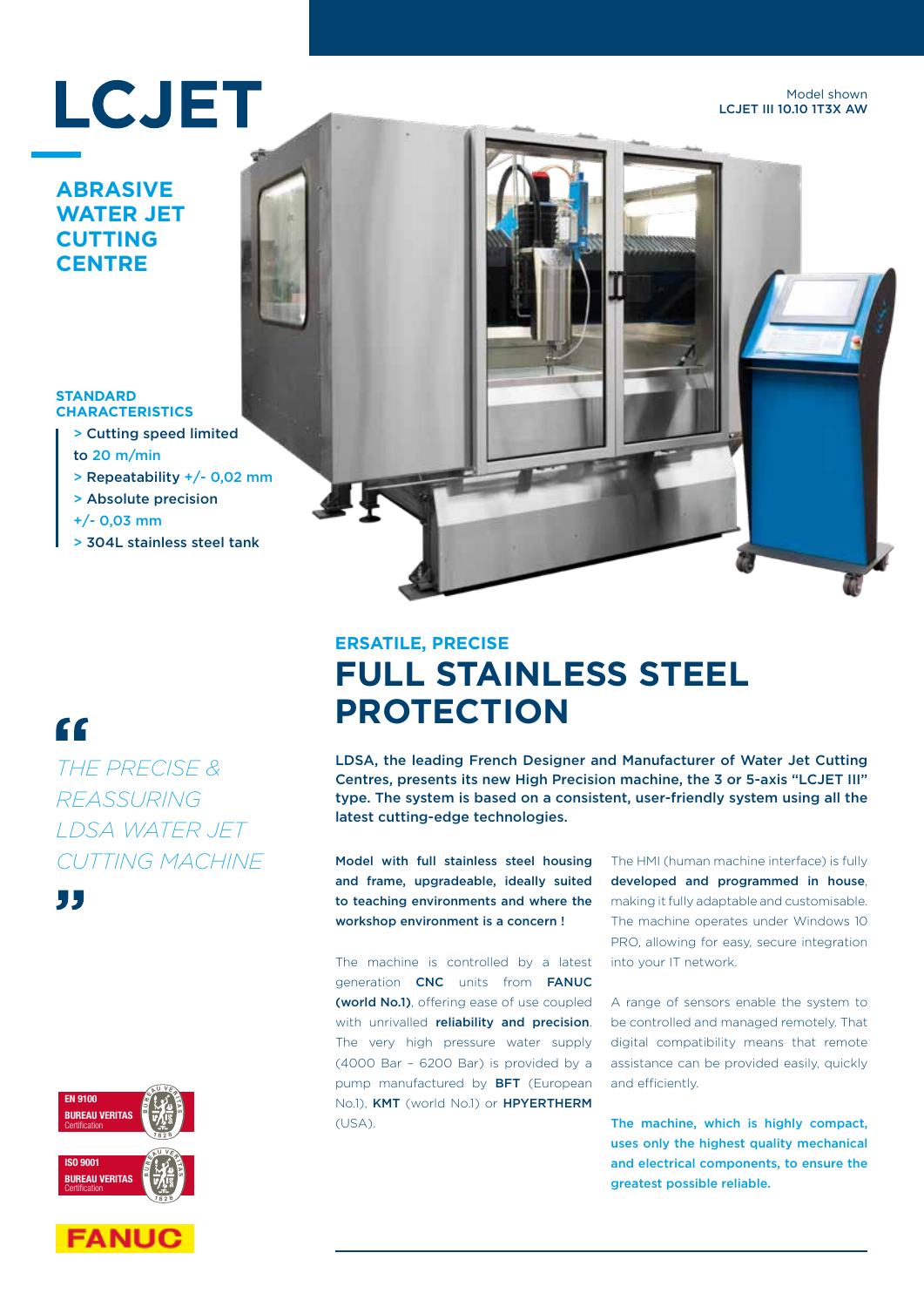# LCJET

## ABRASIVE WATER JET CUTTING CENTRE

Model shown
LCJET III 10.10 1T3X AW

### STANDARD CHARACTERISTICS

> Cutting speed limited to 20 m/min
> Repeatability +/- 0,02 mm
> Absolute precision +/- 0,03 mm
> 304L stainless steel tank

*"THE PRECISE & REASSURING LDSA WATER JET CUTTING MACHINE"*

EN 9100 BUREAU VERITAS Certification

ISO 9001 BUREAU VERITAS Certification

FANUC

### ERSATILE, PRECISE

## FULL STAINLESS STEEL PROTECTION

**LDSA, the leading French Designer and Manufacturer of Water Jet Cutting Centres, presents its new High Precision machine, the 3 or 5-axis "LCJET III" type. The system is based on a consistent, user-friendly system using all the latest cutting-edge technologies.**

**Model with full stainless steel housing and frame, upgradeable, ideally suited to teaching environments and where the workshop environment is a concern !**

The machine is controlled by a latest generation **CNC** units from **FANUC (world No.1)**, offering ease of use coupled with unrivalled **reliability and precision**. The very high pressure water supply (4000 Bar – 6200 Bar) is provided by a pump manufactured by **BFT** (European No.1), **KMT** (world No.1) or **HPYERTHERM** (USA).

The HMI (human machine interface) is fully **developed and programmed in house**, making it fully adaptable and customisable. The machine operates under Windows 10 PRO, allowing for easy, secure integration into your IT network.

A range of sensors enable the system to be controlled and managed remotely. That digital compatibility means that remote assistance can be provided easily, quickly and efficiently.

**The machine, which is highly compact, uses only the highest quality mechanical and electrical components, to ensure the greatest possible reliable.**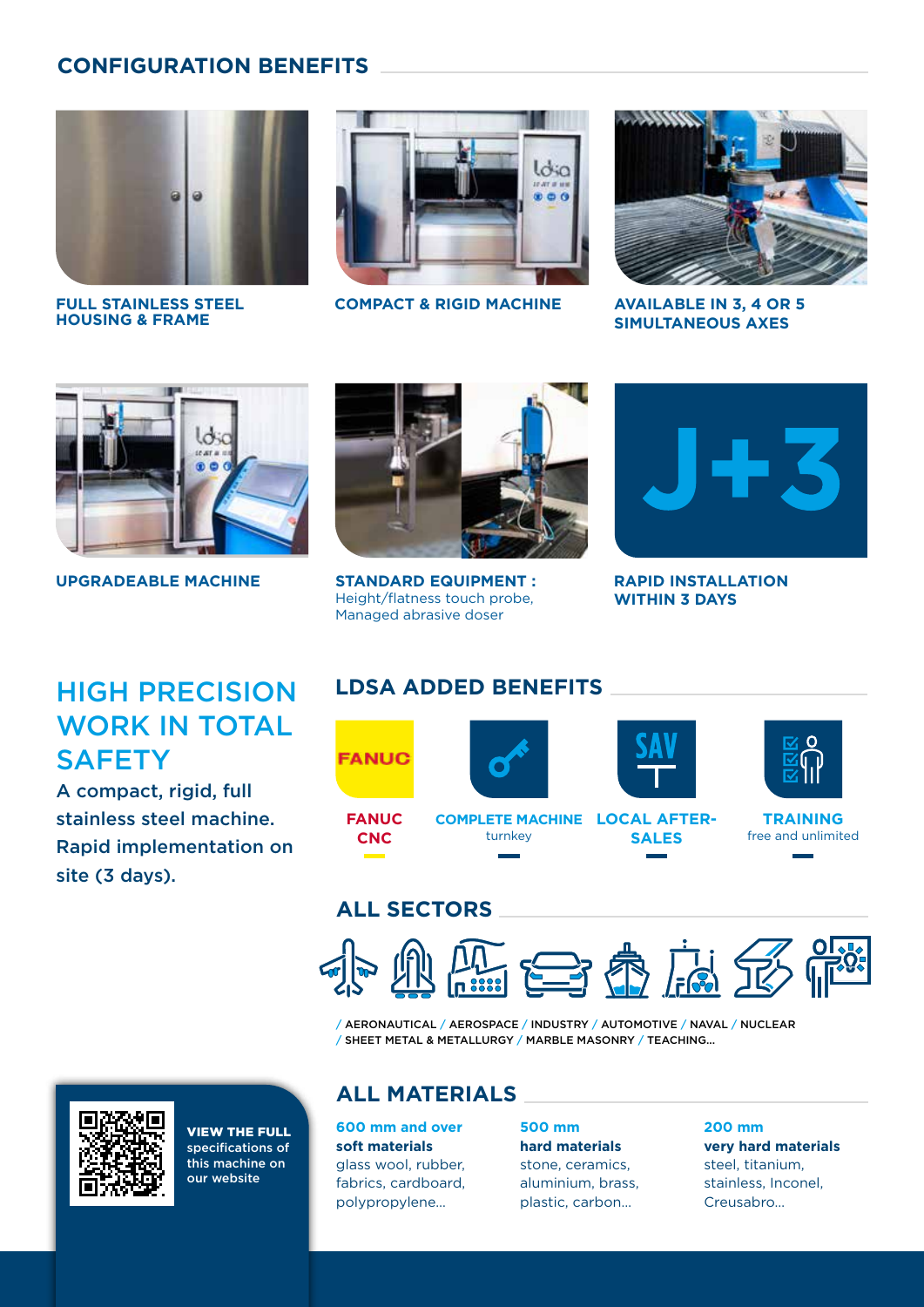## CONFIGURATION BENEFITS

**FULL STAINLESS STEEL HOUSING & FRAME**

**COMPACT & RIGID MACHINE**

**AVAILABLE IN 3, 4 OR 5 SIMULTANEOUS AXES**

**UPGRADEABLE MACHINE**

**STANDARD EQUIPMENT :**
Height/flatness touch probe,
Managed abrasive doser

J+3

**RAPID INSTALLATION WITHIN 3 DAYS**

## HIGH PRECISION WORK IN TOTAL SAFETY

A compact, rigid, full stainless steel machine. Rapid implementation on site (3 days).

## LDSA ADDED BENEFITS

**FANUC CNC**

**COMPLETE MACHINE**
turnkey

**LOCAL AFTER-SALES**

**TRAINING**
free and unlimited

## ALL SECTORS

/ AERONAUTICAL / AEROSPACE / INDUSTRY / AUTOMOTIVE / NAVAL / NUCLEAR
/ SHEET METAL & METALLURGY / MARBLE MASONRY / TEACHING...

## ALL MATERIALS

**600 mm and over**
**soft materials**
glass wool, rubber, fabrics, cardboard, polypropylene...

**500 mm**
**hard materials**
stone, ceramics, aluminium, brass, plastic, carbon...

**200 mm**
**very hard materials**
steel, titanium, stainless, Inconel, Creusabro...

**VIEW THE FULL** specifications of this machine on our website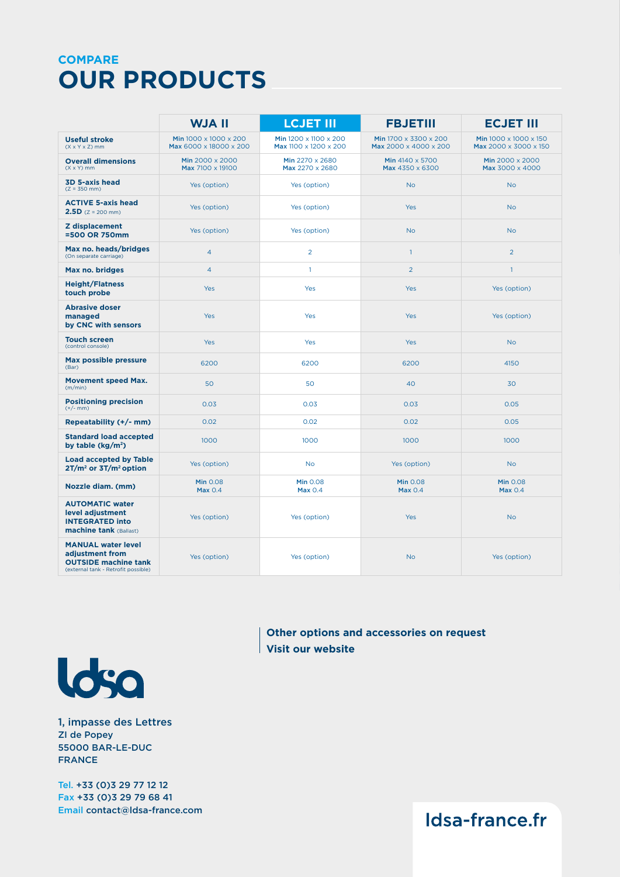**COMPARE**

# OUR PRODUCTS

| | WJA II | LCJET III | FBJETIII | ECJET III |
|---|---|---|---|---|
| **Useful stroke** (X x Y x Z) mm | **Min** 1000 x 1000 x 200 **Max** 6000 x 18000 x 200 | **Min** 1200 x 1100 x 200 **Max** 1100 x 1200 x 200 | **Min** 1700 x 3300 x 200 **Max** 2000 x 4000 x 200 | **Min** 1000 x 1000 x 150 **Max** 2000 x 3000 x 150 |
| **Overall dimensions** (X x Y) mm | **Min** 2000 x 2000 **Max** 7100 x 19100 | **Min** 2270 x 2680 **Max** 2270 x 2680 | **Min** 4140 x 5700 **Max** 4350 x 6300 | **Min** 2000 x 2000 **Max** 3000 x 4000 |
| **3D 5-axis head** (Z = 350 mm) | Yes (option) | Yes (option) | No | No |
| **ACTIVE 5-axis head 2.5D** (Z = 200 mm) | Yes (option) | Yes (option) | Yes | No |
| **Z displacement =500 OR 750mm** | Yes (option) | Yes (option) | No | No |
| **Max no. heads/bridges** (On separate carriage) | 4 | 2 | 1 | 2 |
| **Max no. bridges** | 4 | 1 | 2 | 1 |
| **Height/Flatness touch probe** | Yes | Yes | Yes | Yes (option) |
| **Abrasive doser managed by CNC with sensors** | Yes | Yes | Yes | Yes (option) |
| **Touch screen** (control console) | Yes | Yes | Yes | No |
| **Max possible pressure** (Bar) | 6200 | 6200 | 6200 | 4150 |
| **Movement speed Max.** (m/min) | 50 | 50 | 40 | 30 |
| **Positioning precision** (+/- mm) | 0.03 | 0.03 | 0.03 | 0.05 |
| **Repeatability (+/- mm)** | 0.02 | 0.02 | 0.02 | 0.05 |
| **Standard load accepted by table (kg/m²)** | 1000 | 1000 | 1000 | 1000 |
| **Load accepted by Table 2T/m² or 3T/m² option** | Yes (option) | No | Yes (option) | No |
| **Nozzle diam. (mm)** | **Min** 0.08 **Max** 0.4 | **Min** 0.08 **Max** 0.4 | **Min** 0.08 **Max** 0.4 | **Min** 0.08 **Max** 0.4 |
| **AUTOMATIC water level adjustment INTEGRATED into machine tank** (Ballast) | Yes (option) | Yes (option) | Yes | No |
| **MANUAL water level adjustment from OUTSIDE machine tank** (external tank - Retrofit possible) | Yes (option) | Yes (option) | No | Yes (option) |

**Other options and accessories on request**
**Visit our website**

ldsa

1, impasse des Lettres
ZI de Popey
55000 BAR-LE-DUC
FRANCE

Tel. +33 (0)3 29 77 12 12
Fax +33 (0)3 29 79 68 41
Email contact@ldsa-france.com

ldsa-france.fr